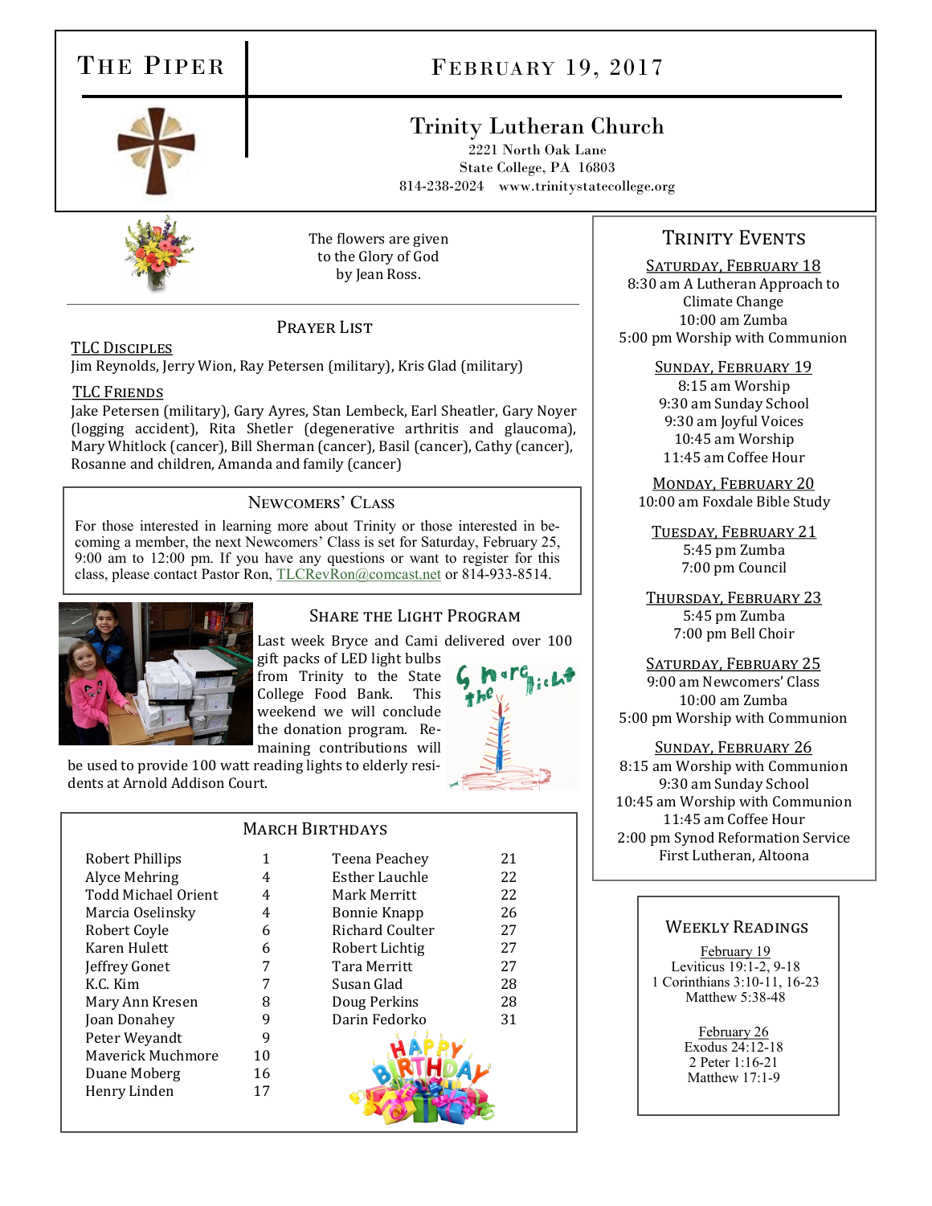# The Piper

## February 19, 2017

### Trinity Lutheran Church

2221 North Oak Lane
State College, PA 16803
814-238-2024 www.trinitystatecollege.org

The flowers are given to the Glory of God by Jean Ross.

## Prayer List

**TLC Disciples**

Jim Reynolds, Jerry Wion, Ray Petersen (military), Kris Glad (military)

**TLC Friends**

Jake Petersen (military), Gary Ayres, Stan Lembeck, Earl Sheatler, Gary Noyer (logging accident), Rita Shetler (degenerative arthritis and glaucoma), Mary Whitlock (cancer), Bill Sherman (cancer), Basil (cancer), Cathy (cancer), Rosanne and children, Amanda and family (cancer)

## Newcomers' Class

For those interested in learning more about Trinity or those interested in becoming a member, the next Newcomers' Class is set for Saturday, February 25, 9:00 am to 12:00 pm. If you have any questions or want to register for this class, please contact Pastor Ron, TLCRevRon@comcast.net or 814-933-8514.

## Share the Light Program

Last week Bryce and Cami delivered over 100 gift packs of LED light bulbs from Trinity to the State College Food Bank. This weekend we will conclude the donation program. Remaining contributions will be used to provide 100 watt reading lights to elderly residents at Arnold Addison Court.

## March Birthdays

| Name | Day | Name | Day |
|---|---|---|---|
| Robert Phillips | 1 | Teena Peachey | 21 |
| Alyce Mehring | 4 | Esther Lauchle | 22 |
| Todd Michael Orient | 4 | Mark Merritt | 22 |
| Marcia Oselinsky | 4 | Bonnie Knapp | 26 |
| Robert Coyle | 6 | Richard Coulter | 27 |
| Karen Hulett | 6 | Robert Lichtig | 27 |
| Jeffrey Gonet | 7 | Tara Merritt | 27 |
| K.C. Kim | 7 | Susan Glad | 28 |
| Mary Ann Kresen | 8 | Doug Perkins | 28 |
| Joan Donahey | 9 | Darin Fedorko | 31 |
| Peter Weyandt | 9 | | |
| Maverick Muchmore | 10 | | |
| Duane Moberg | 16 | | |
| Henry Linden | 17 | | |

## Trinity Events

**Saturday, February 18**
8:30 am A Lutheran Approach to Climate Change
10:00 am Zumba
5:00 pm Worship with Communion

**Sunday, February 19**
8:15 am Worship
9:30 am Sunday School
9:30 am Joyful Voices
10:45 am Worship
11:45 am Coffee Hour

**Monday, February 20**
10:00 am Foxdale Bible Study

**Tuesday, February 21**
5:45 pm Zumba
7:00 pm Council

**Thursday, February 23**
5:45 pm Zumba
7:00 pm Bell Choir

**Saturday, February 25**
9:00 am Newcomers' Class
10:00 am Zumba
5:00 pm Worship with Communion

**Sunday, February 26**
8:15 am Worship with Communion
9:30 am Sunday School
10:45 am Worship with Communion
11:45 am Coffee Hour
2:00 pm Synod Reformation Service First Lutheran, Altoona

## Weekly Readings

**February 19**
Leviticus 19:1-2, 9-18
1 Corinthians 3:10-11, 16-23
Matthew 5:38-48

**February 26**
Exodus 24:12-18
2 Peter 1:16-21
Matthew 17:1-9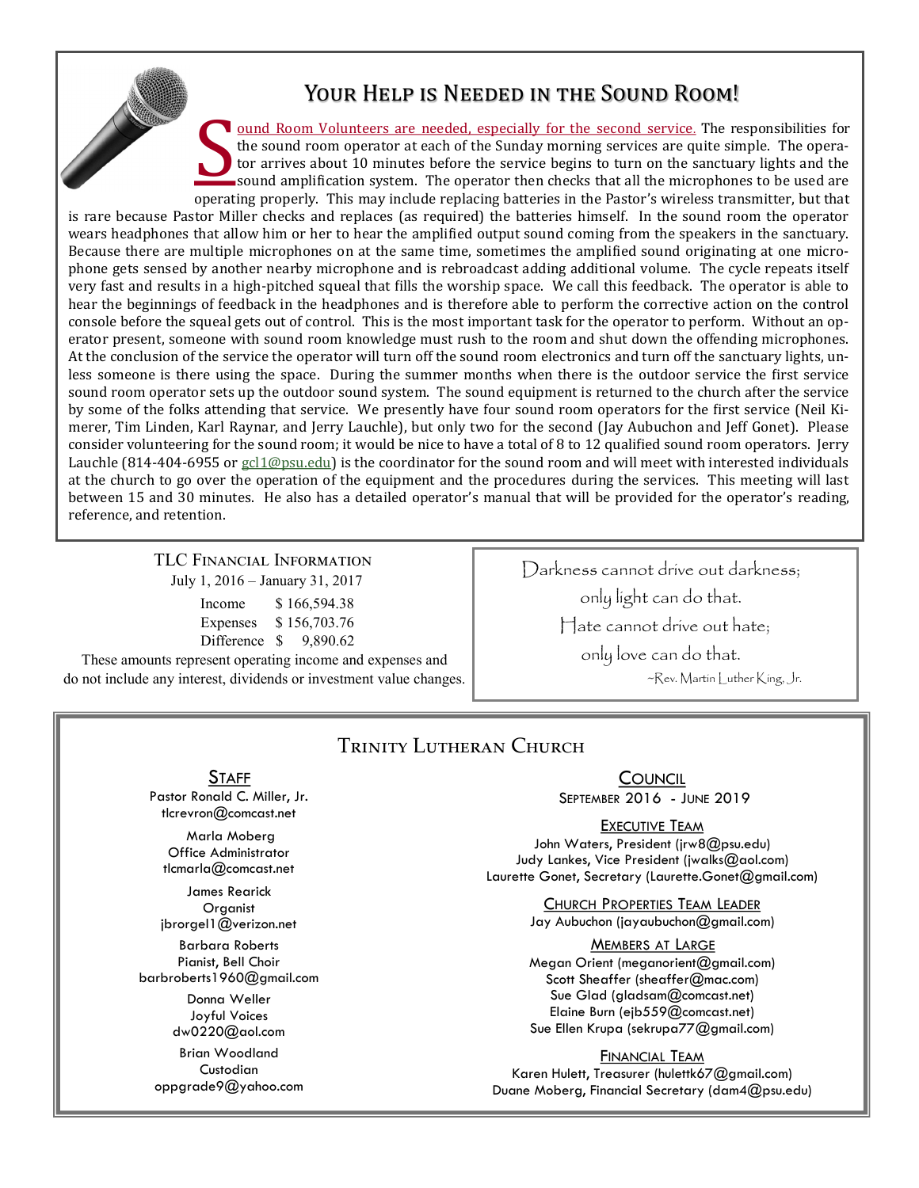## Your Help is Needed in the Sound Room!

Sound Room Volunteers are needed, especially for the second service. The responsibilities for the sound room operator at each of the Sunday morning services are quite simple. The operator arrives about 10 minutes before the service begins to turn on the sanctuary lights and the sound amplification system. The operator then checks that all the microphones to be used are operating properly. This may include replacing batteries in the Pastor's wireless transmitter, but that is rare because Pastor Miller checks and replaces (as required) the batteries himself. In the sound room the operator wears headphones that allow him or her to hear the amplified output sound coming from the speakers in the sanctuary. Because there are multiple microphones on at the same time, sometimes the amplified sound originating at one microphone gets sensed by another nearby microphone and is rebroadcast adding additional volume. The cycle repeats itself very fast and results in a high-pitched squeal that fills the worship space. We call this feedback. The operator is able to hear the beginnings of feedback in the headphones and is therefore able to perform the corrective action on the control console before the squeal gets out of control. This is the most important task for the operator to perform. Without an operator present, someone with sound room knowledge must rush to the room and shut down the offending microphones. At the conclusion of the service the operator will turn off the sound room electronics and turn off the sanctuary lights, unless someone is there using the space. During the summer months when there is the outdoor service the first service sound room operator sets up the outdoor sound system. The sound equipment is returned to the church after the service by some of the folks attending that service. We presently have four sound room operators for the first service (Neil Kimerer, Tim Linden, Karl Raynar, and Jerry Lauchle), but only two for the second (Jay Aubuchon and Jeff Gonet). Please consider volunteering for the sound room; it would be nice to have a total of 8 to 12 qualified sound room operators. Jerry Lauchle (814-404-6955 or gcl1@psu.edu) is the coordinator for the sound room and will meet with interested individuals at the church to go over the operation of the equipment and the procedures during the services. This meeting will last between 15 and 30 minutes. He also has a detailed operator's manual that will be provided for the operator's reading, reference, and retention.

### TLC Financial Information

July 1, 2016 – January 31, 2017

| | |
|---|---|
| Income | $ 166,594.38 |
| Expenses | $ 156,703.76 |
| Difference | $ 9,890.62 |

These amounts represent operating income and expenses and do not include any interest, dividends or investment value changes.

Darkness cannot drive out darkness;
only light can do that.
Hate cannot drive out hate;
only love can do that.

~Rev. Martin Luther King, Jr.

## Trinity Lutheran Church

### Staff

Pastor Ronald C. Miller, Jr.
tlcrevron@comcast.net

Marla Moberg
Office Administrator
tlcmarla@comcast.net

James Rearick
Organist
jbrorgel1@verizon.net

Barbara Roberts
Pianist, Bell Choir
barbroberts1960@gmail.com

Donna Weller
Joyful Voices
dw0220@aol.com

Brian Woodland
Custodian
oppgrade9@yahoo.com

### Council

September 2016 - June 2019

**Executive Team**

John Waters, President (jrw8@psu.edu)
Judy Lankes, Vice President (jwalks@aol.com)
Laurette Gonet, Secretary (Laurette.Gonet@gmail.com)

**Church Properties Team Leader**

Jay Aubuchon (jayaubuchon@gmail.com)

**Members at Large**

Megan Orient (meganorient@gmail.com)
Scott Sheaffer (sheaffer@mac.com)
Sue Glad (gladsam@comcast.net)
Elaine Burn (ejb559@comcast.net)
Sue Ellen Krupa (sekrupa77@gmail.com)

**Financial Team**

Karen Hulett, Treasurer (hulettk67@gmail.com)
Duane Moberg, Financial Secretary (dam4@psu.edu)